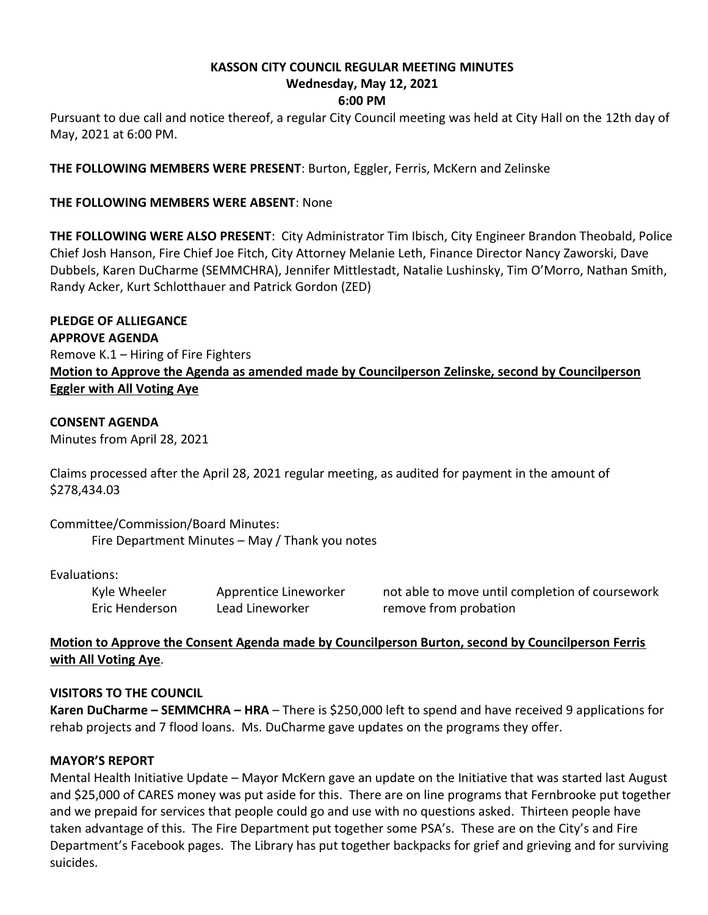# KASSON CITY COUNCIL REGULAR MEETING MINUTES
## Wednesday, May 12, 2021
## 6:00 PM

Pursuant to due call and notice thereof, a regular City Council meeting was held at City Hall on the 12th day of May, 2021 at 6:00 PM.

**THE FOLLOWING MEMBERS WERE PRESENT**: Burton, Eggler, Ferris, McKern and Zelinske

**THE FOLLOWING MEMBERS WERE ABSENT**: None

**THE FOLLOWING WERE ALSO PRESENT**: City Administrator Tim Ibisch, City Engineer Brandon Theobald, Police Chief Josh Hanson, Fire Chief Joe Fitch, City Attorney Melanie Leth, Finance Director Nancy Zaworski, Dave Dubbels, Karen DuCharme (SEMMCHRA), Jennifer Mittlestadt, Natalie Lushinsky, Tim O'Morro, Nathan Smith, Randy Acker, Kurt Schlotthauer and Patrick Gordon (ZED)

**PLEDGE OF ALLIEGANCE**

**APPROVE AGENDA**

Remove K.1 – Hiring of Fire Fighters

**Motion to Approve the Agenda as amended made by Councilperson Zelinske, second by Councilperson Eggler with All Voting Aye**

**CONSENT AGENDA**

Minutes from April 28, 2021

Claims processed after the April 28, 2021 regular meeting, as audited for payment in the amount of $278,434.03

Committee/Commission/Board Minutes:

Fire Department Minutes – May / Thank you notes

Evaluations:

| | | |
|---|---|---|
| Kyle Wheeler | Apprentice Lineworker | not able to move until completion of coursework |
| Eric Henderson | Lead Lineworker | remove from probation |

**Motion to Approve the Consent Agenda made by Councilperson Burton, second by Councilperson Ferris with All Voting Aye**.

**VISITORS TO THE COUNCIL**

**Karen DuCharme – SEMMCHRA – HRA** – There is $250,000 left to spend and have received 9 applications for rehab projects and 7 flood loans. Ms. DuCharme gave updates on the programs they offer.

**MAYOR'S REPORT**

Mental Health Initiative Update – Mayor McKern gave an update on the Initiative that was started last August and $25,000 of CARES money was put aside for this. There are on line programs that Fernbrooke put together and we prepaid for services that people could go and use with no questions asked. Thirteen people have taken advantage of this. The Fire Department put together some PSA's. These are on the City's and Fire Department's Facebook pages. The Library has put together backpacks for grief and grieving and for surviving suicides.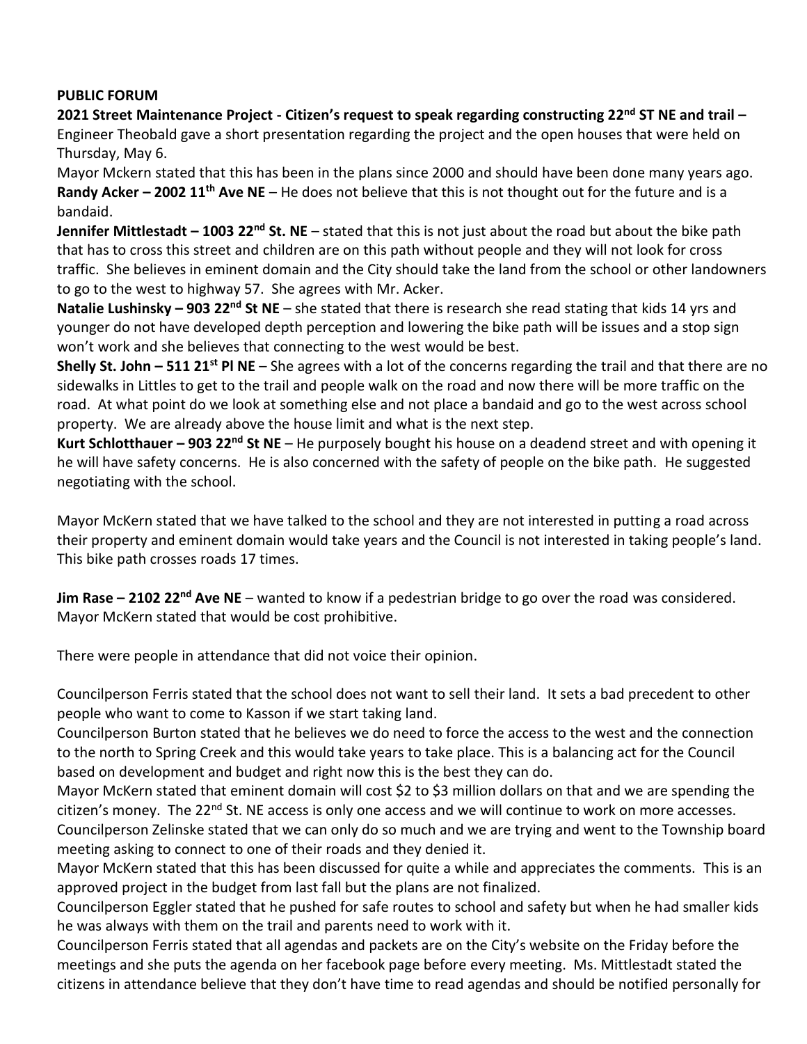**PUBLIC FORUM**

**2021 Street Maintenance Project - Citizen's request to speak regarding constructing 22nd ST NE and trail –** Engineer Theobald gave a short presentation regarding the project and the open houses that were held on Thursday, May 6.

Mayor Mckern stated that this has been in the plans since 2000 and should have been done many years ago.

**Randy Acker – 2002 11th Ave NE** – He does not believe that this is not thought out for the future and is a bandaid.

**Jennifer Mittlestadt – 1003 22nd St. NE** – stated that this is not just about the road but about the bike path that has to cross this street and children are on this path without people and they will not look for cross traffic. She believes in eminent domain and the City should take the land from the school or other landowners to go to the west to highway 57. She agrees with Mr. Acker.

**Natalie Lushinsky – 903 22nd St NE** – she stated that there is research she read stating that kids 14 yrs and younger do not have developed depth perception and lowering the bike path will be issues and a stop sign won't work and she believes that connecting to the west would be best.

**Shelly St. John – 511 21st Pl NE** – She agrees with a lot of the concerns regarding the trail and that there are no sidewalks in Littles to get to the trail and people walk on the road and now there will be more traffic on the road. At what point do we look at something else and not place a bandaid and go to the west across school property. We are already above the house limit and what is the next step.

**Kurt Schlotthauer – 903 22nd St NE** – He purposely bought his house on a deadend street and with opening it he will have safety concerns. He is also concerned with the safety of people on the bike path. He suggested negotiating with the school.

Mayor McKern stated that we have talked to the school and they are not interested in putting a road across their property and eminent domain would take years and the Council is not interested in taking people's land. This bike path crosses roads 17 times.

**Jim Rase – 2102 22nd Ave NE** – wanted to know if a pedestrian bridge to go over the road was considered. Mayor McKern stated that would be cost prohibitive.

There were people in attendance that did not voice their opinion.

Councilperson Ferris stated that the school does not want to sell their land. It sets a bad precedent to other people who want to come to Kasson if we start taking land.

Councilperson Burton stated that he believes we do need to force the access to the west and the connection to the north to Spring Creek and this would take years to take place. This is a balancing act for the Council based on development and budget and right now this is the best they can do.

Mayor McKern stated that eminent domain will cost $2 to $3 million dollars on that and we are spending the citizen's money. The 22nd St. NE access is only one access and we will continue to work on more accesses.

Councilperson Zelinske stated that we can only do so much and we are trying and went to the Township board meeting asking to connect to one of their roads and they denied it.

Mayor McKern stated that this has been discussed for quite a while and appreciates the comments. This is an approved project in the budget from last fall but the plans are not finalized.

Councilperson Eggler stated that he pushed for safe routes to school and safety but when he had smaller kids he was always with them on the trail and parents need to work with it.

Councilperson Ferris stated that all agendas and packets are on the City's website on the Friday before the meetings and she puts the agenda on her facebook page before every meeting. Ms. Mittlestadt stated the citizens in attendance believe that they don't have time to read agendas and should be notified personally for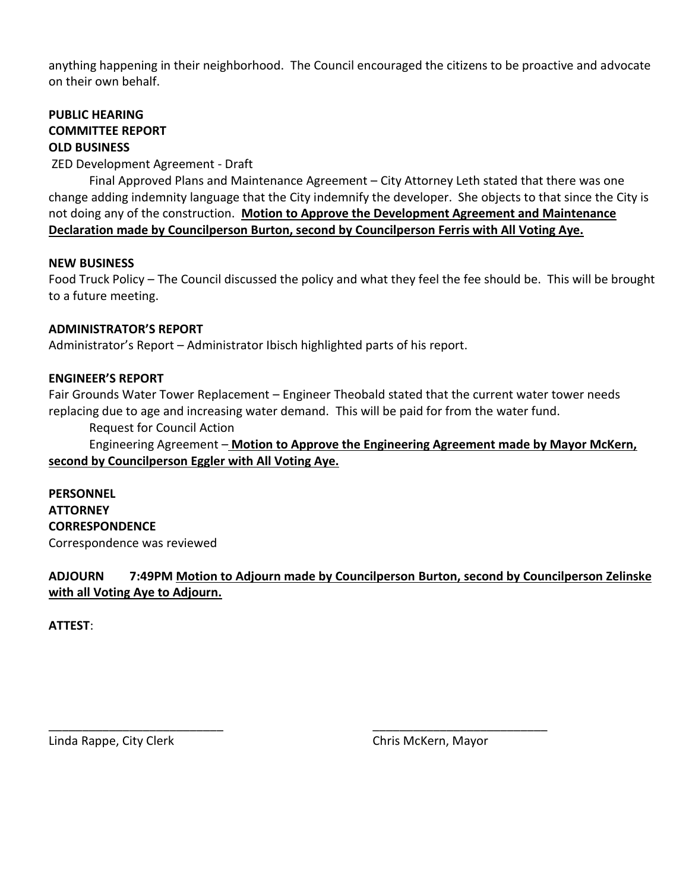anything happening in their neighborhood. The Council encouraged the citizens to be proactive and advocate on their own behalf.

**PUBLIC HEARING**
**COMMITTEE REPORT**
**OLD BUSINESS**

ZED Development Agreement - Draft

Final Approved Plans and Maintenance Agreement – City Attorney Leth stated that there was one change adding indemnity language that the City indemnify the developer. She objects to that since the City is not doing any of the construction. **Motion to Approve the Development Agreement and Maintenance Declaration made by Councilperson Burton, second by Councilperson Ferris with All Voting Aye.**

**NEW BUSINESS**

Food Truck Policy – The Council discussed the policy and what they feel the fee should be. This will be brought to a future meeting.

**ADMINISTRATOR'S REPORT**

Administrator's Report – Administrator Ibisch highlighted parts of his report.

**ENGINEER'S REPORT**

Fair Grounds Water Tower Replacement – Engineer Theobald stated that the current water tower needs replacing due to age and increasing water demand. This will be paid for from the water fund.

Request for Council Action

Engineering Agreement – **Motion to Approve the Engineering Agreement made by Mayor McKern, second by Councilperson Eggler with All Voting Aye.**

**PERSONNEL**
**ATTORNEY**
**CORRESPONDENCE**

Correspondence was reviewed

**ADJOURN 7:49PM Motion to Adjourn made by Councilperson Burton, second by Councilperson Zelinske with all Voting Aye to Adjourn.**

**ATTEST**:

___________________________ ___________________________

Linda Rappe, City Clerk Chris McKern, Mayor